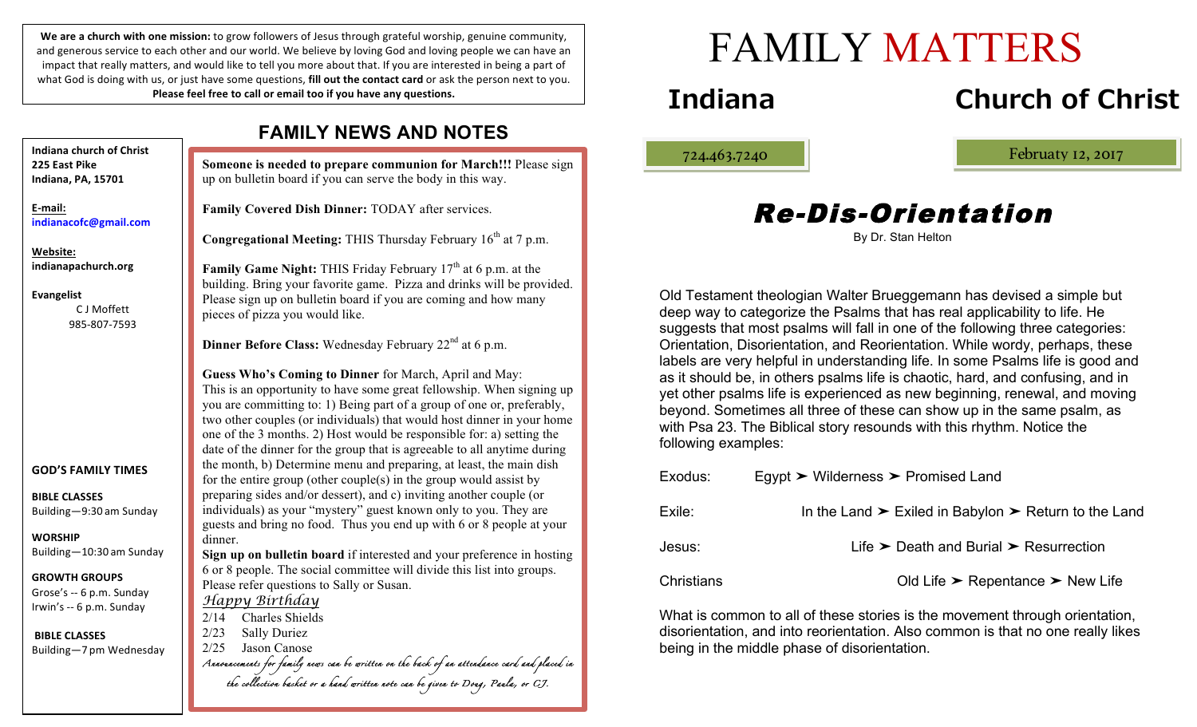**We are a church with one mission:** to grow followers of Jesus through grateful worship, genuine community, and generous service to each other and our world. We believe by loving God and loving people we can have an impact that really matters, and would like to tell you more about that. If you are interested in being a part of what God is doing with us, or just have some questions, **fill out the contact card** or ask the person next to you. **Please feel free to call or email too if you have any questions.**

**Indiana church of Christ**
**225 East Pike**
**Indiana, PA, 15701**

**E-mail:**
**indianacofc@gmail.com**

**Website:**
**indianapachurch.org**

**Evangelist**
C J Moffett
985-807-7593

**GOD'S FAMILY TIMES**

**BIBLE CLASSES**
Building—9:30 am Sunday

**WORSHIP**
Building—10:30 am Sunday

**GROWTH GROUPS**
Grose's -- 6 p.m. Sunday
Irwin's -- 6 p.m. Sunday

**BIBLE CLASSES**
Building—7 pm Wednesday

## FAMILY NEWS AND NOTES

**Someone is needed to prepare communion for March!!!** Please sign up on bulletin board if you can serve the body in this way.

**Family Covered Dish Dinner:** TODAY after services.

**Congregational Meeting:** THIS Thursday February 16th at 7 p.m.

**Family Game Night:** THIS Friday February 17th at 6 p.m. at the building. Bring your favorite game. Pizza and drinks will be provided. Please sign up on bulletin board if you are coming and how many pieces of pizza you would like.

**Dinner Before Class:** Wednesday February 22nd at 6 p.m.

**Guess Who's Coming to Dinner** for March, April and May: This is an opportunity to have some great fellowship. When signing up you are committing to: 1) Being part of a group of one or, preferably, two other couples (or individuals) that would host dinner in your home one of the 3 months. 2) Host would be responsible for: a) setting the date of the dinner for the group that is agreeable to all anytime during the month, b) Determine menu and preparing, at least, the main dish for the entire group (other couple(s) in the group would assist by preparing sides and/or dessert), and c) inviting another couple (or individuals) as your "mystery" guest known only to you. They are guests and bring no food. Thus you end up with 6 or 8 people at your dinner.
**Sign up on bulletin board** if interested and your preference in hosting 6 or 8 people. The social committee will divide this list into groups. Please refer questions to Sally or Susan.

*Happy Birthday*

2/14 Charles Shields
2/23 Sally Duriez
2/25 Jason Canose

*Announcements for family news can be written on the back of an attendance card and placed in the collection basket or a hand written note can be given to Doug, Paula, or CJ.*

# FAMILY MATTERS

## Indiana Church of Christ

724.463.7240

February 12, 2017

## Re-Dis-Orientation

By Dr. Stan Helton

Old Testament theologian Walter Brueggemann has devised a simple but deep way to categorize the Psalms that has real applicability to life. He suggests that most psalms will fall in one of the following three categories: Orientation, Disorientation, and Reorientation. While wordy, perhaps, these labels are very helpful in understanding life. In some Psalms life is good and as it should be, in others psalms life is chaotic, hard, and confusing, and in yet other psalms life is experienced as new beginning, renewal, and moving beyond. Sometimes all three of these can show up in the same psalm, as with Psa 23. The Biblical story resounds with this rhythm. Notice the following examples:

Exodus: Egypt ➤ Wilderness ➤ Promised Land

Exile: In the Land ➤ Exiled in Babylon ➤ Return to the Land

Jesus: Life ➤ Death and Burial ➤ Resurrection

Christians Old Life ➤ Repentance ➤ New Life

What is common to all of these stories is the movement through orientation, disorientation, and into reorientation. Also common is that no one really likes being in the middle phase of disorientation.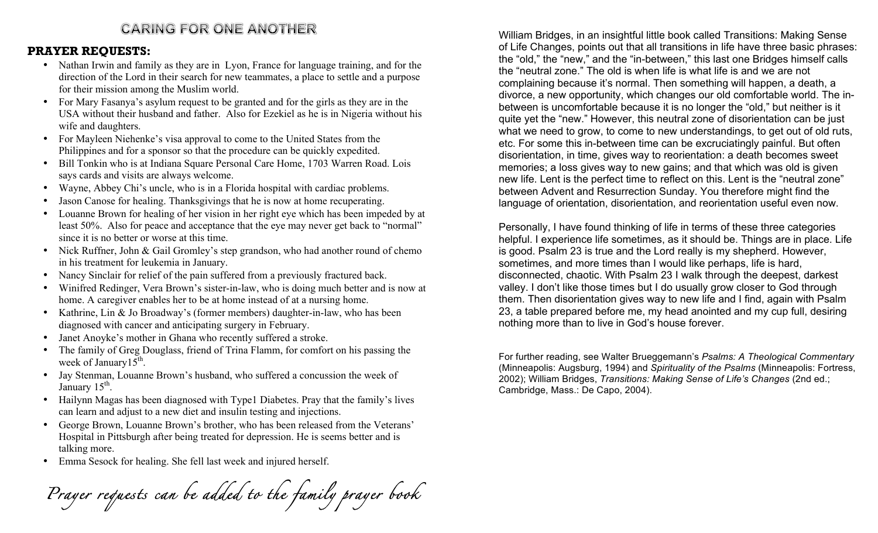## CARING FOR ONE ANOTHER

### PRAYER REQUESTS:

- Nathan Irwin and family as they are in Lyon, France for language training, and for the direction of the Lord in their search for new teammates, a place to settle and a purpose for their mission among the Muslim world.
- For Mary Fasanya's asylum request to be granted and for the girls as they are in the USA without their husband and father. Also for Ezekiel as he is in Nigeria without his wife and daughters.
- For Mayleen Niehenke's visa approval to come to the United States from the Philippines and for a sponsor so that the procedure can be quickly expedited.
- Bill Tonkin who is at Indiana Square Personal Care Home, 1703 Warren Road. Lois says cards and visits are always welcome.
- Wayne, Abbey Chi's uncle, who is in a Florida hospital with cardiac problems.
- Jason Canose for healing. Thanksgivings that he is now at home recuperating.
- Louanne Brown for healing of her vision in her right eye which has been impeded by at least 50%. Also for peace and acceptance that the eye may never get back to "normal" since it is no better or worse at this time.
- Nick Ruffner, John & Gail Gromley's step grandson, who had another round of chemo in his treatment for leukemia in January.
- Nancy Sinclair for relief of the pain suffered from a previously fractured back.
- Winifred Redinger, Vera Brown's sister-in-law, who is doing much better and is now at home. A caregiver enables her to be at home instead of at a nursing home.
- Kathrine, Lin & Jo Broadway's (former members) daughter-in-law, who has been diagnosed with cancer and anticipating surgery in February.
- Janet Anoyke's mother in Ghana who recently suffered a stroke.
- The family of Greg Douglass, friend of Trina Flamm, for comfort on his passing the week of January15th.
- Jay Stenman, Louanne Brown's husband, who suffered a concussion the week of January 15th.
- Hailynn Magas has been diagnosed with Type1 Diabetes. Pray that the family's lives can learn and adjust to a new diet and insulin testing and injections.
- George Brown, Louanne Brown's brother, who has been released from the Veterans' Hospital in Pittsburgh after being treated for depression. He is seems better and is talking more.
- Emma Sesock for healing. She fell last week and injured herself.

*Prayer requests can be added to the family prayer book*

William Bridges, in an insightful little book called Transitions: Making Sense of Life Changes, points out that all transitions in life have three basic phrases: the "old," the "new," and the "in-between," this last one Bridges himself calls the "neutral zone." The old is when life is what life is and we are not complaining because it's normal. Then something will happen, a death, a divorce, a new opportunity, which changes our old comfortable world. The in-between is uncomfortable because it is no longer the "old," but neither is it quite yet the "new." However, this neutral zone of disorientation can be just what we need to grow, to come to new understandings, to get out of old ruts, etc. For some this in-between time can be excruciatingly painful. But often disorientation, in time, gives way to reorientation: a death becomes sweet memories; a loss gives way to new gains; and that which was old is given new life. Lent is the perfect time to reflect on this. Lent is the "neutral zone" between Advent and Resurrection Sunday. You therefore might find the language of orientation, disorientation, and reorientation useful even now.

Personally, I have found thinking of life in terms of these three categories helpful. I experience life sometimes, as it should be. Things are in place. Life is good. Psalm 23 is true and the Lord really is my shepherd. However, sometimes, and more times than I would like perhaps, life is hard, disconnected, chaotic. With Psalm 23 I walk through the deepest, darkest valley. I don't like those times but I do usually grow closer to God through them. Then disorientation gives way to new life and I find, again with Psalm 23, a table prepared before me, my head anointed and my cup full, desiring nothing more than to live in God's house forever.

For further reading, see Walter Brueggemann's *Psalms: A Theological Commentary* (Minneapolis: Augsburg, 1994) and *Spirituality of the Psalms* (Minneapolis: Fortress, 2002); William Bridges, *Transitions: Making Sense of Life's Changes* (2nd ed.; Cambridge, Mass.: De Capo, 2004).